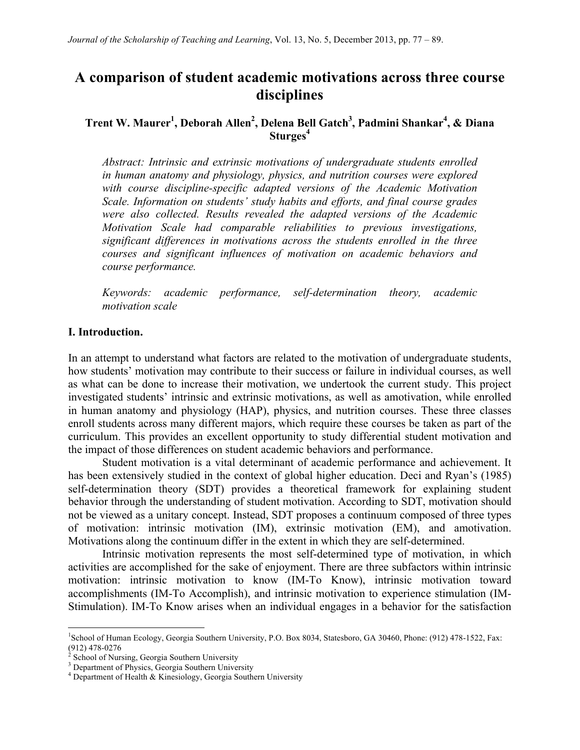# A comparison of student academic motivations across three course disciplines

**Trent W. Maurer[1], Deborah Allen[2], Delena Bell Gatch[3], Padmini Shankar[4], & Diana Sturges[4]**

*Abstract: Intrinsic and extrinsic motivations of undergraduate students enrolled in human anatomy and physiology, physics, and nutrition courses were explored with course discipline-specific adapted versions of the Academic Motivation Scale. Information on students' study habits and efforts, and final course grades were also collected. Results revealed the adapted versions of the Academic Motivation Scale had comparable reliabilities to previous investigations, significant differences in motivations across the students enrolled in the three courses and significant influences of motivation on academic behaviors and course performance.*

*Keywords: academic performance, self-determination theory, academic motivation scale*

## I. Introduction.

In an attempt to understand what factors are related to the motivation of undergraduate students, how students' motivation may contribute to their success or failure in individual courses, as well as what can be done to increase their motivation, we undertook the current study. This project investigated students' intrinsic and extrinsic motivations, as well as amotivation, while enrolled in human anatomy and physiology (HAP), physics, and nutrition courses. These three classes enroll students across many different majors, which require these courses be taken as part of the curriculum. This provides an excellent opportunity to study differential student motivation and the impact of those differences on student academic behaviors and performance.

Student motivation is a vital determinant of academic performance and achievement. It has been extensively studied in the context of global higher education. Deci and Ryan's (1985) self-determination theory (SDT) provides a theoretical framework for explaining student behavior through the understanding of student motivation. According to SDT, motivation should not be viewed as a unitary concept. Instead, SDT proposes a continuum composed of three types of motivation: intrinsic motivation (IM), extrinsic motivation (EM), and amotivation. Motivations along the continuum differ in the extent in which they are self-determined.

Intrinsic motivation represents the most self-determined type of motivation, in which activities are accomplished for the sake of enjoyment. There are three subfactors within intrinsic motivation: intrinsic motivation to know (IM-To Know), intrinsic motivation toward accomplishments (IM-To Accomplish), and intrinsic motivation to experience stimulation (IM-Stimulation). IM-To Know arises when an individual engages in a behavior for the satisfaction

---

[1]School of Human Ecology, Georgia Southern University, P.O. Box 8034, Statesboro, GA 30460, Phone: (912) 478-1522, Fax: (912) 478-0276
[2] School of Nursing, Georgia Southern University
[3] Department of Physics, Georgia Southern University
[4] Department of Health & Kinesiology, Georgia Southern University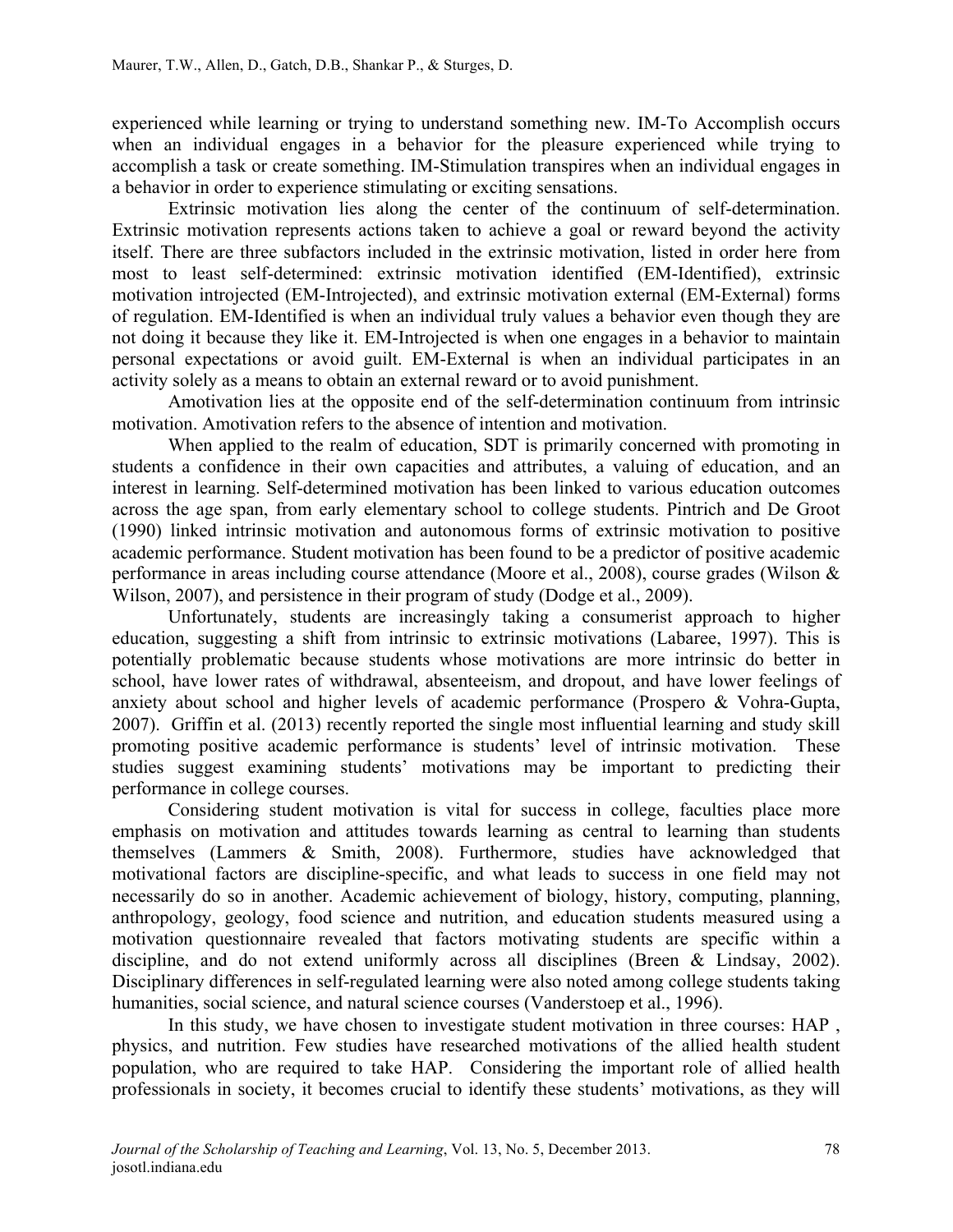experienced while learning or trying to understand something new. IM-To Accomplish occurs when an individual engages in a behavior for the pleasure experienced while trying to accomplish a task or create something. IM-Stimulation transpires when an individual engages in a behavior in order to experience stimulating or exciting sensations.

Extrinsic motivation lies along the center of the continuum of self-determination. Extrinsic motivation represents actions taken to achieve a goal or reward beyond the activity itself. There are three subfactors included in the extrinsic motivation, listed in order here from most to least self-determined: extrinsic motivation identified (EM-Identified), extrinsic motivation introjected (EM-Introjected), and extrinsic motivation external (EM-External) forms of regulation. EM-Identified is when an individual truly values a behavior even though they are not doing it because they like it. EM-Introjected is when one engages in a behavior to maintain personal expectations or avoid guilt. EM-External is when an individual participates in an activity solely as a means to obtain an external reward or to avoid punishment.

Amotivation lies at the opposite end of the self-determination continuum from intrinsic motivation. Amotivation refers to the absence of intention and motivation.

When applied to the realm of education, SDT is primarily concerned with promoting in students a confidence in their own capacities and attributes, a valuing of education, and an interest in learning. Self-determined motivation has been linked to various education outcomes across the age span, from early elementary school to college students. Pintrich and De Groot (1990) linked intrinsic motivation and autonomous forms of extrinsic motivation to positive academic performance. Student motivation has been found to be a predictor of positive academic performance in areas including course attendance (Moore et al., 2008), course grades (Wilson & Wilson, 2007), and persistence in their program of study (Dodge et al., 2009).

Unfortunately, students are increasingly taking a consumerist approach to higher education, suggesting a shift from intrinsic to extrinsic motivations (Labaree, 1997). This is potentially problematic because students whose motivations are more intrinsic do better in school, have lower rates of withdrawal, absenteeism, and dropout, and have lower feelings of anxiety about school and higher levels of academic performance (Prospero & Vohra-Gupta, 2007). Griffin et al. (2013) recently reported the single most influential learning and study skill promoting positive academic performance is students' level of intrinsic motivation. These studies suggest examining students' motivations may be important to predicting their performance in college courses.

Considering student motivation is vital for success in college, faculties place more emphasis on motivation and attitudes towards learning as central to learning than students themselves (Lammers & Smith, 2008). Furthermore, studies have acknowledged that motivational factors are discipline-specific, and what leads to success in one field may not necessarily do so in another. Academic achievement of biology, history, computing, planning, anthropology, geology, food science and nutrition, and education students measured using a motivation questionnaire revealed that factors motivating students are specific within a discipline, and do not extend uniformly across all disciplines (Breen & Lindsay, 2002). Disciplinary differences in self-regulated learning were also noted among college students taking humanities, social science, and natural science courses (Vanderstoep et al., 1996).

In this study, we have chosen to investigate student motivation in three courses: HAP , physics, and nutrition. Few studies have researched motivations of the allied health student population, who are required to take HAP. Considering the important role of allied health professionals in society, it becomes crucial to identify these students' motivations, as they will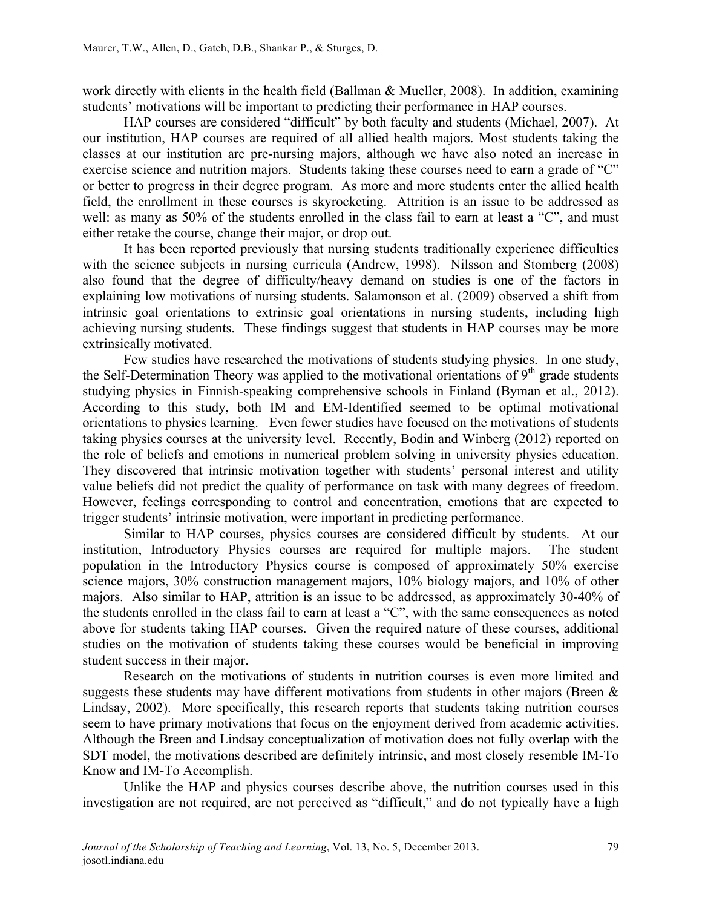work directly with clients in the health field (Ballman & Mueller, 2008). In addition, examining students' motivations will be important to predicting their performance in HAP courses.

HAP courses are considered "difficult" by both faculty and students (Michael, 2007). At our institution, HAP courses are required of all allied health majors. Most students taking the classes at our institution are pre-nursing majors, although we have also noted an increase in exercise science and nutrition majors. Students taking these courses need to earn a grade of "C" or better to progress in their degree program. As more and more students enter the allied health field, the enrollment in these courses is skyrocketing. Attrition is an issue to be addressed as well: as many as 50% of the students enrolled in the class fail to earn at least a "C", and must either retake the course, change their major, or drop out.

It has been reported previously that nursing students traditionally experience difficulties with the science subjects in nursing curricula (Andrew, 1998). Nilsson and Stomberg (2008) also found that the degree of difficulty/heavy demand on studies is one of the factors in explaining low motivations of nursing students. Salamonson et al. (2009) observed a shift from intrinsic goal orientations to extrinsic goal orientations in nursing students, including high achieving nursing students. These findings suggest that students in HAP courses may be more extrinsically motivated.

Few studies have researched the motivations of students studying physics. In one study, the Self-Determination Theory was applied to the motivational orientations of 9th grade students studying physics in Finnish-speaking comprehensive schools in Finland (Byman et al., 2012). According to this study, both IM and EM-Identified seemed to be optimal motivational orientations to physics learning. Even fewer studies have focused on the motivations of students taking physics courses at the university level. Recently, Bodin and Winberg (2012) reported on the role of beliefs and emotions in numerical problem solving in university physics education. They discovered that intrinsic motivation together with students' personal interest and utility value beliefs did not predict the quality of performance on task with many degrees of freedom. However, feelings corresponding to control and concentration, emotions that are expected to trigger students' intrinsic motivation, were important in predicting performance.

Similar to HAP courses, physics courses are considered difficult by students. At our institution, Introductory Physics courses are required for multiple majors. The student population in the Introductory Physics course is composed of approximately 50% exercise science majors, 30% construction management majors, 10% biology majors, and 10% of other majors. Also similar to HAP, attrition is an issue to be addressed, as approximately 30-40% of the students enrolled in the class fail to earn at least a "C", with the same consequences as noted above for students taking HAP courses. Given the required nature of these courses, additional studies on the motivation of students taking these courses would be beneficial in improving student success in their major.

Research on the motivations of students in nutrition courses is even more limited and suggests these students may have different motivations from students in other majors (Breen & Lindsay, 2002). More specifically, this research reports that students taking nutrition courses seem to have primary motivations that focus on the enjoyment derived from academic activities. Although the Breen and Lindsay conceptualization of motivation does not fully overlap with the SDT model, the motivations described are definitely intrinsic, and most closely resemble IM-To Know and IM-To Accomplish.

Unlike the HAP and physics courses describe above, the nutrition courses used in this investigation are not required, are not perceived as "difficult," and do not typically have a high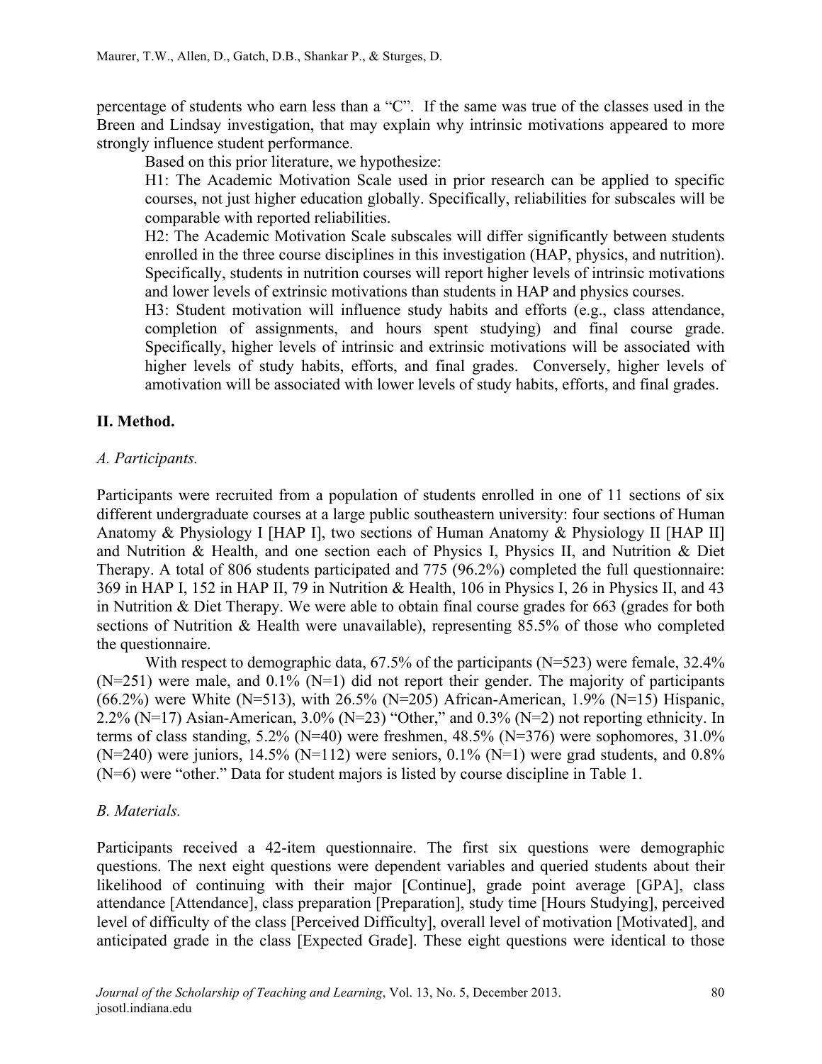percentage of students who earn less than a "C". If the same was true of the classes used in the Breen and Lindsay investigation, that may explain why intrinsic motivations appeared to more strongly influence student performance.

Based on this prior literature, we hypothesize:

H1: The Academic Motivation Scale used in prior research can be applied to specific courses, not just higher education globally. Specifically, reliabilities for subscales will be comparable with reported reliabilities.

H2: The Academic Motivation Scale subscales will differ significantly between students enrolled in the three course disciplines in this investigation (HAP, physics, and nutrition). Specifically, students in nutrition courses will report higher levels of intrinsic motivations and lower levels of extrinsic motivations than students in HAP and physics courses.

H3: Student motivation will influence study habits and efforts (e.g., class attendance, completion of assignments, and hours spent studying) and final course grade. Specifically, higher levels of intrinsic and extrinsic motivations will be associated with higher levels of study habits, efforts, and final grades. Conversely, higher levels of amotivation will be associated with lower levels of study habits, efforts, and final grades.

## II. Method.

### *A. Participants.*

Participants were recruited from a population of students enrolled in one of 11 sections of six different undergraduate courses at a large public southeastern university: four sections of Human Anatomy & Physiology I [HAP I], two sections of Human Anatomy & Physiology II [HAP II] and Nutrition & Health, and one section each of Physics I, Physics II, and Nutrition & Diet Therapy. A total of 806 students participated and 775 (96.2%) completed the full questionnaire: 369 in HAP I, 152 in HAP II, 79 in Nutrition & Health, 106 in Physics I, 26 in Physics II, and 43 in Nutrition & Diet Therapy. We were able to obtain final course grades for 663 (grades for both sections of Nutrition & Health were unavailable), representing 85.5% of those who completed the questionnaire.

With respect to demographic data, 67.5% of the participants (N=523) were female, 32.4% (N=251) were male, and 0.1% (N=1) did not report their gender. The majority of participants (66.2%) were White (N=513), with 26.5% (N=205) African-American, 1.9% (N=15) Hispanic, 2.2% (N=17) Asian-American, 3.0% (N=23) "Other," and 0.3% (N=2) not reporting ethnicity. In terms of class standing, 5.2% (N=40) were freshmen, 48.5% (N=376) were sophomores, 31.0% (N=240) were juniors, 14.5% (N=112) were seniors, 0.1% (N=1) were grad students, and 0.8% (N=6) were "other." Data for student majors is listed by course discipline in Table 1.

### *B. Materials.*

Participants received a 42-item questionnaire. The first six questions were demographic questions. The next eight questions were dependent variables and queried students about their likelihood of continuing with their major [Continue], grade point average [GPA], class attendance [Attendance], class preparation [Preparation], study time [Hours Studying], perceived level of difficulty of the class [Perceived Difficulty], overall level of motivation [Motivated], and anticipated grade in the class [Expected Grade]. These eight questions were identical to those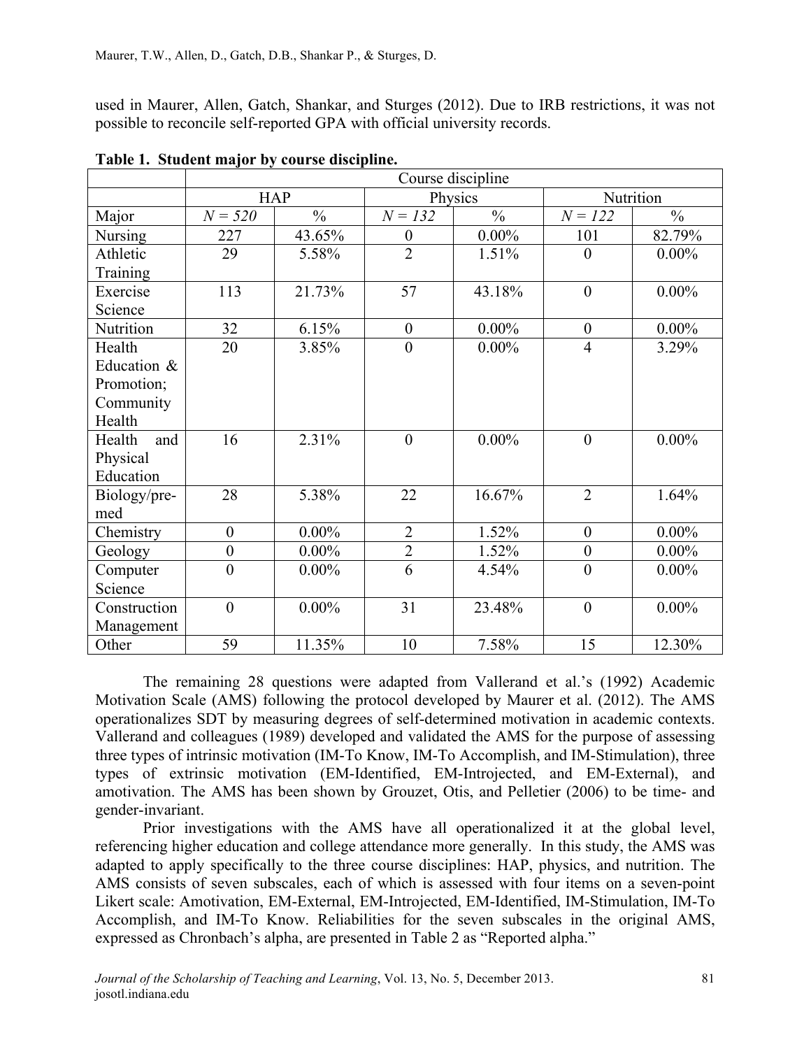used in Maurer, Allen, Gatch, Shankar, and Sturges (2012). Due to IRB restrictions, it was not possible to reconcile self-reported GPA with official university records.

**Table 1. Student major by course discipline.**

| | Course discipline | | | | | |
|---|---|---|---|---|---|---|
| | HAP | | Physics | | Nutrition | |
| Major | *N = 520* | % | *N = 132* | % | *N = 122* | % |
| Nursing | 227 | 43.65% | 0 | 0.00% | 101 | 82.79% |
| Athletic Training | 29 | 5.58% | 2 | 1.51% | 0 | 0.00% |
| Exercise Science | 113 | 21.73% | 57 | 43.18% | 0 | 0.00% |
| Nutrition | 32 | 6.15% | 0 | 0.00% | 0 | 0.00% |
| Health Education & Promotion; Community Health | 20 | 3.85% | 0 | 0.00% | 4 | 3.29% |
| Health and Physical Education | 16 | 2.31% | 0 | 0.00% | 0 | 0.00% |
| Biology/pre-med | 28 | 5.38% | 22 | 16.67% | 2 | 1.64% |
| Chemistry | 0 | 0.00% | 2 | 1.52% | 0 | 0.00% |
| Geology | 0 | 0.00% | 2 | 1.52% | 0 | 0.00% |
| Computer Science | 0 | 0.00% | 6 | 4.54% | 0 | 0.00% |
| Construction Management | 0 | 0.00% | 31 | 23.48% | 0 | 0.00% |
| Other | 59 | 11.35% | 10 | 7.58% | 15 | 12.30% |

The remaining 28 questions were adapted from Vallerand et al.'s (1992) Academic Motivation Scale (AMS) following the protocol developed by Maurer et al. (2012). The AMS operationalizes SDT by measuring degrees of self-determined motivation in academic contexts. Vallerand and colleagues (1989) developed and validated the AMS for the purpose of assessing three types of intrinsic motivation (IM-To Know, IM-To Accomplish, and IM-Stimulation), three types of extrinsic motivation (EM-Identified, EM-Introjected, and EM-External), and amotivation. The AMS has been shown by Grouzet, Otis, and Pelletier (2006) to be time- and gender-invariant.

Prior investigations with the AMS have all operationalized it at the global level, referencing higher education and college attendance more generally. In this study, the AMS was adapted to apply specifically to the three course disciplines: HAP, physics, and nutrition. The AMS consists of seven subscales, each of which is assessed with four items on a seven-point Likert scale: Amotivation, EM-External, EM-Introjected, EM-Identified, IM-Stimulation, IM-To Accomplish, and IM-To Know. Reliabilities for the seven subscales in the original AMS, expressed as Chronbach's alpha, are presented in Table 2 as "Reported alpha."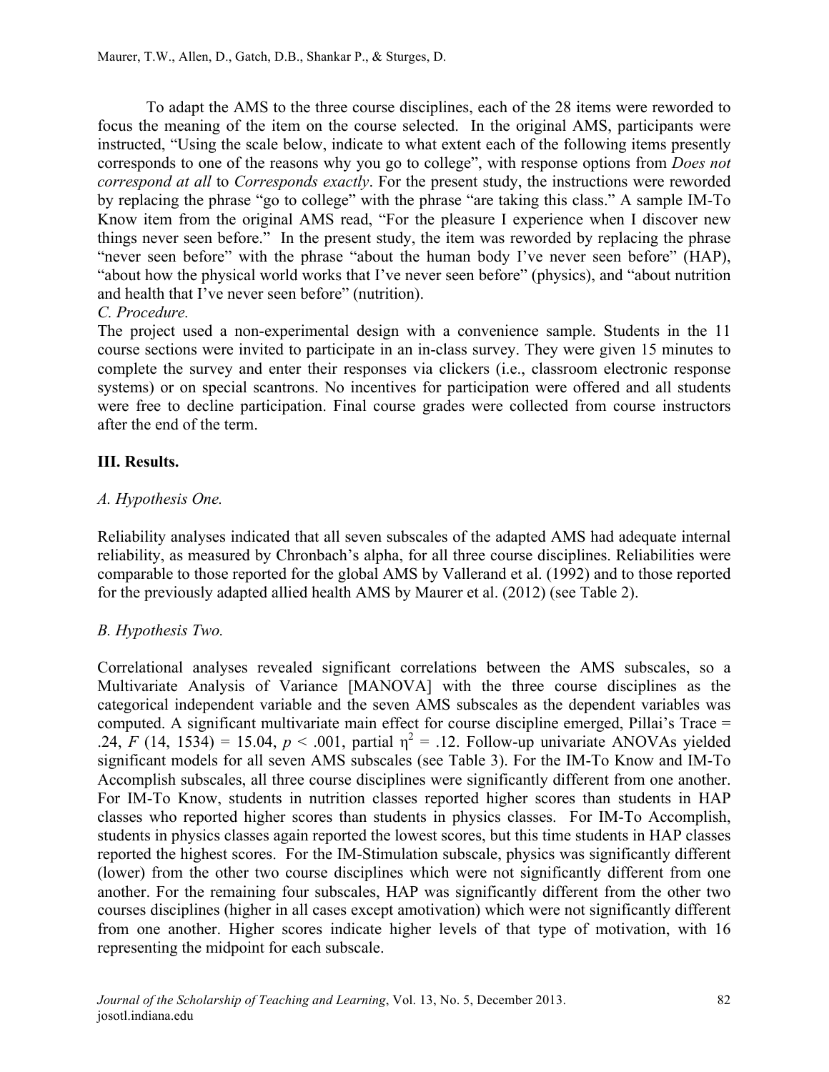To adapt the AMS to the three course disciplines, each of the 28 items were reworded to focus the meaning of the item on the course selected. In the original AMS, participants were instructed, "Using the scale below, indicate to what extent each of the following items presently corresponds to one of the reasons why you go to college", with response options from *Does not correspond at all* to *Corresponds exactly*. For the present study, the instructions were reworded by replacing the phrase "go to college" with the phrase "are taking this class." A sample IM-To Know item from the original AMS read, "For the pleasure I experience when I discover new things never seen before." In the present study, the item was reworded by replacing the phrase "never seen before" with the phrase "about the human body I've never seen before" (HAP), "about how the physical world works that I've never seen before" (physics), and "about nutrition and health that I've never seen before" (nutrition).

*C. Procedure.*

The project used a non-experimental design with a convenience sample. Students in the 11 course sections were invited to participate in an in-class survey. They were given 15 minutes to complete the survey and enter their responses via clickers (i.e., classroom electronic response systems) or on special scantrons. No incentives for participation were offered and all students were free to decline participation. Final course grades were collected from course instructors after the end of the term.

## III. Results.

### *A. Hypothesis One.*

Reliability analyses indicated that all seven subscales of the adapted AMS had adequate internal reliability, as measured by Chronbach's alpha, for all three course disciplines. Reliabilities were comparable to those reported for the global AMS by Vallerand et al. (1992) and to those reported for the previously adapted allied health AMS by Maurer et al. (2012) (see Table 2).

### *B. Hypothesis Two.*

Correlational analyses revealed significant correlations between the AMS subscales, so a Multivariate Analysis of Variance [MANOVA] with the three course disciplines as the categorical independent variable and the seven AMS subscales as the dependent variables was computed. A significant multivariate main effect for course discipline emerged, Pillai's Trace = .24, $F$ (14, 1534) = 15.04, $p$ < .001, partial $\eta^2$ = .12. Follow-up univariate ANOVAs yielded significant models for all seven AMS subscales (see Table 3). For the IM-To Know and IM-To Accomplish subscales, all three course disciplines were significantly different from one another. For IM-To Know, students in nutrition classes reported higher scores than students in HAP classes who reported higher scores than students in physics classes. For IM-To Accomplish, students in physics classes again reported the lowest scores, but this time students in HAP classes reported the highest scores. For the IM-Stimulation subscale, physics was significantly different (lower) from the other two course disciplines which were not significantly different from one another. For the remaining four subscales, HAP was significantly different from the other two courses disciplines (higher in all cases except amotivation) which were not significantly different from one another. Higher scores indicate higher levels of that type of motivation, with 16 representing the midpoint for each subscale.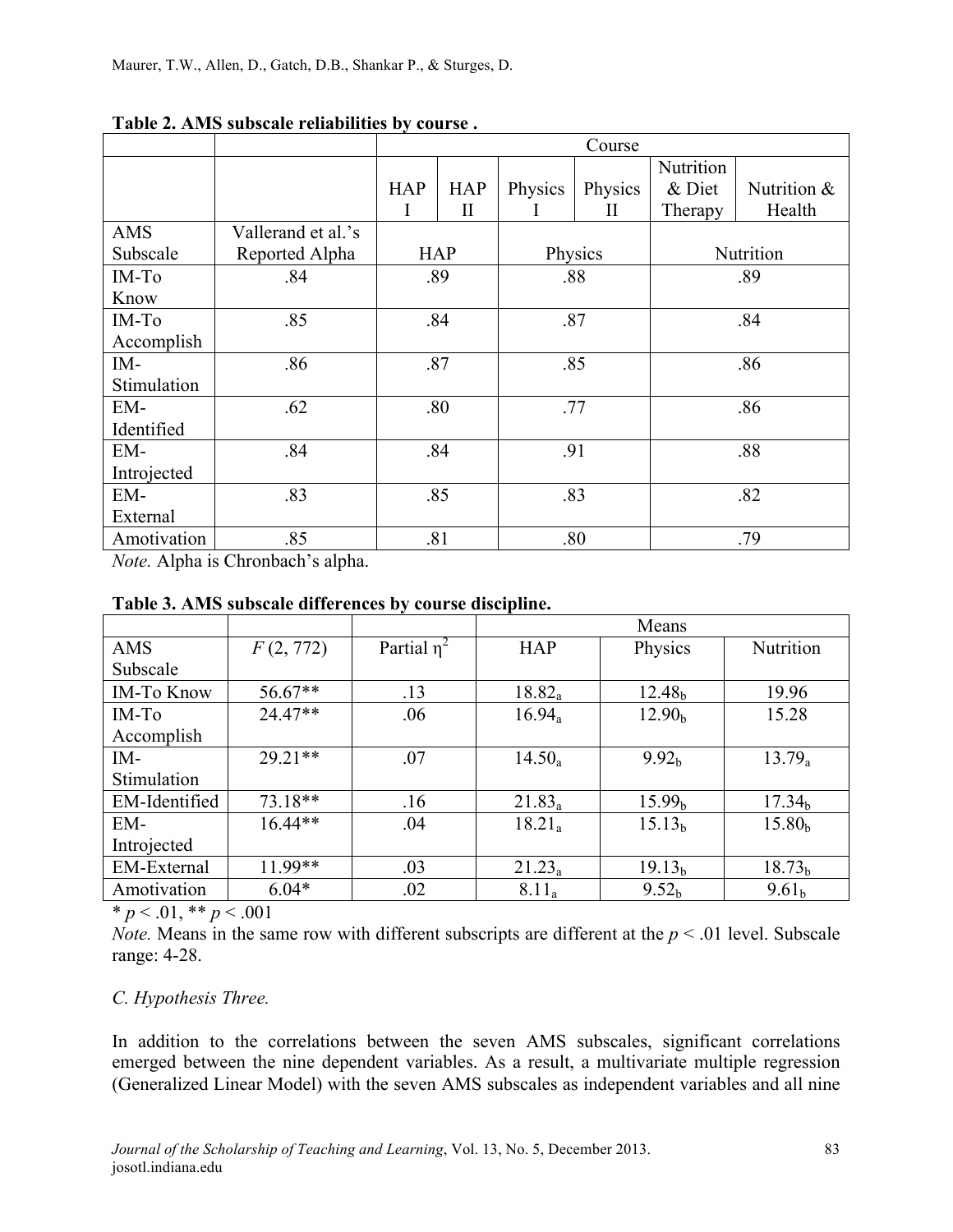**Table 2. AMS subscale reliabilities by course .**

| | | Course | | | | | |
|---|---|---|---|---|---|---|---|
| | | HAP I | HAP II | Physics I | Physics II | Nutrition & Diet Therapy | Nutrition & Health |
| AMS Subscale | Vallerand et al.'s Reported Alpha | HAP | | Physics | | Nutrition | |
| IM-To Know | .84 | .89 | | .88 | | .89 | |
| IM-To Accomplish | .85 | .84 | | .87 | | .84 | |
| IM-Stimulation | .86 | .87 | | .85 | | .86 | |
| EM-Identified | .62 | .80 | | .77 | | .86 | |
| EM-Introjected | .84 | .84 | | .91 | | .88 | |
| EM-External | .83 | .85 | | .83 | | .82 | |
| Amotivation | .85 | .81 | | .80 | | .79 | |

*Note.* Alpha is Chronbach's alpha.

**Table 3. AMS subscale differences by course discipline.**

| | | | Means | | |
|---|---|---|---|---|---|
| AMS Subscale | $F$ (2, 772) | Partial $\eta^2$ | HAP | Physics | Nutrition |
| IM-To Know | 56.67** | .13 | $18.82_a$ | $12.48_b$ | 19.96 |
| IM-To Accomplish | 24.47** | .06 | $16.94_a$ | $12.90_b$ | 15.28 |
| IM-Stimulation | 29.21** | .07 | $14.50_a$ | $9.92_b$ | $13.79_a$ |
| EM-Identified | 73.18** | .16 | $21.83_a$ | $15.99_b$ | $17.34_b$ |
| EM-Introjected | 16.44** | .04 | $18.21_a$ | $15.13_b$ | $15.80_b$ |
| EM-External | 11.99** | .03 | $21.23_a$ | $19.13_b$ | $18.73_b$ |
| Amotivation | 6.04* | .02 | $8.11_a$ | $9.52_b$ | $9.61_b$ |

* $p < .01$, ** $p < .001$

*Note.* Means in the same row with different subscripts are different at the $p < .01$ level. Subscale range: 4-28.

*C. Hypothesis Three.*

In addition to the correlations between the seven AMS subscales, significant correlations emerged between the nine dependent variables. As a result, a multivariate multiple regression (Generalized Linear Model) with the seven AMS subscales as independent variables and all nine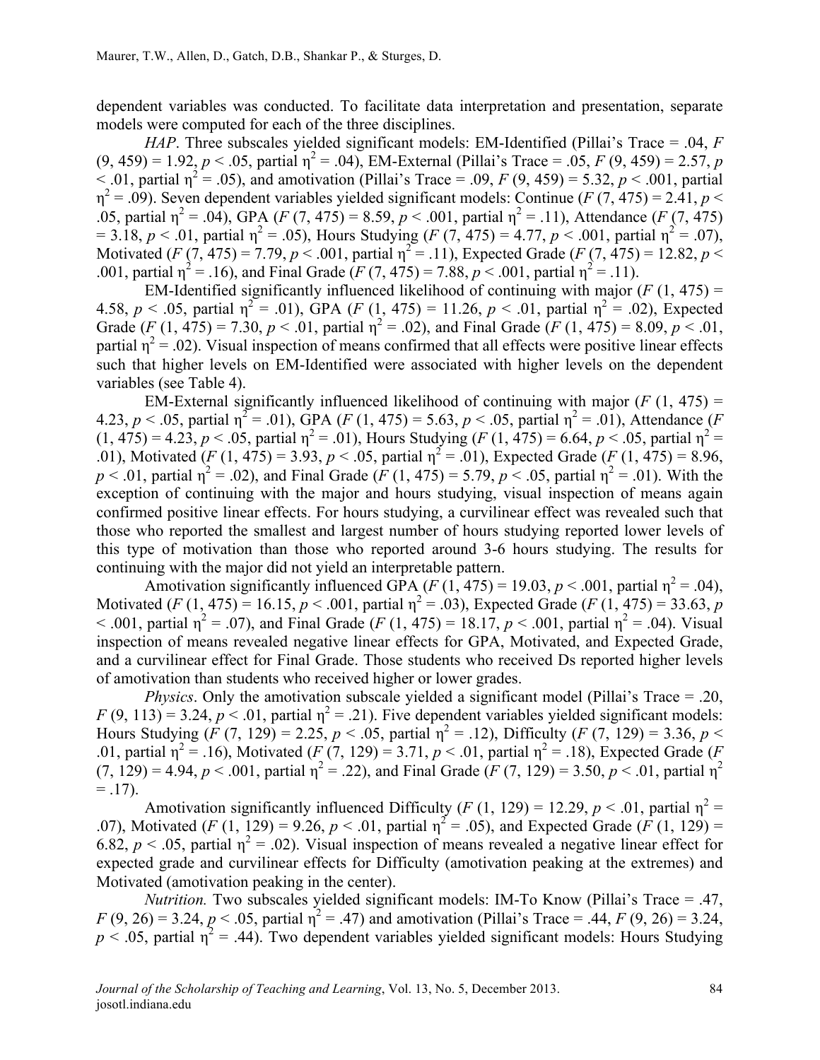dependent variables was conducted. To facilitate data interpretation and presentation, separate models were computed for each of the three disciplines.

*HAP*. Three subscales yielded significant models: EM-Identified (Pillai's Trace = .04, $F$ (9, 459) = 1.92, $p$ < .05, partial $\eta^2$ = .04), EM-External (Pillai's Trace = .05, $F$ (9, 459) = 2.57, $p$ < .01, partial $\eta^2$ = .05), and amotivation (Pillai's Trace = .09, $F$ (9, 459) = 5.32, $p$ < .001, partial $\eta^2$ = .09). Seven dependent variables yielded significant models: Continue ($F$ (7, 475) = 2.41, $p$ < .05, partial $\eta^2$ = .04), GPA ($F$ (7, 475) = 8.59, $p$ < .001, partial $\eta^2$ = .11), Attendance ($F$ (7, 475) = 3.18, $p$ < .01, partial $\eta^2$ = .05), Hours Studying ($F$ (7, 475) = 4.77, $p$ < .001, partial $\eta^2$ = .07), Motivated ($F$ (7, 475) = 7.79, $p$ < .001, partial $\eta^2$ = .11), Expected Grade ($F$ (7, 475) = 12.82, $p$ < .001, partial $\eta^2$ = .16), and Final Grade ($F$ (7, 475) = 7.88, $p$ < .001, partial $\eta^2$ = .11).

EM-Identified significantly influenced likelihood of continuing with major ($F$ (1, 475) = 4.58, $p$ < .05, partial $\eta^2$ = .01), GPA ($F$ (1, 475) = 11.26, $p$ < .01, partial $\eta^2$ = .02), Expected Grade ($F$ (1, 475) = 7.30, $p$ < .01, partial $\eta^2$ = .02), and Final Grade ($F$ (1, 475) = 8.09, $p$ < .01, partial $\eta^2$ = .02). Visual inspection of means confirmed that all effects were positive linear effects such that higher levels on EM-Identified were associated with higher levels on the dependent variables (see Table 4).

EM-External significantly influenced likelihood of continuing with major ($F$ (1, 475) = 4.23, $p$ < .05, partial $\eta^2$ = .01), GPA ($F$ (1, 475) = 5.63, $p$ < .05, partial $\eta^2$ = .01), Attendance ($F$ (1, 475) = 4.23, $p$ < .05, partial $\eta^2$ = .01), Hours Studying ($F$ (1, 475) = 6.64, $p$ < .05, partial $\eta^2$ = .01), Motivated ($F$ (1, 475) = 3.93, $p$ < .05, partial $\eta^2$ = .01), Expected Grade ($F$ (1, 475) = 8.96, $p$ < .01, partial $\eta^2$ = .02), and Final Grade ($F$ (1, 475) = 5.79, $p$ < .05, partial $\eta^2$ = .01). With the exception of continuing with the major and hours studying, visual inspection of means again confirmed positive linear effects. For hours studying, a curvilinear effect was revealed such that those who reported the smallest and largest number of hours studying reported lower levels of this type of motivation than those who reported around 3-6 hours studying. The results for continuing with the major did not yield an interpretable pattern.

Amotivation significantly influenced GPA ($F$ (1, 475) = 19.03, $p$ < .001, partial $\eta^2$ = .04), Motivated ($F$ (1, 475) = 16.15, $p$ < .001, partial $\eta^2$ = .03), Expected Grade ($F$ (1, 475) = 33.63, $p$ < .001, partial $\eta^2$ = .07), and Final Grade ($F$ (1, 475) = 18.17, $p$ < .001, partial $\eta^2$ = .04). Visual inspection of means revealed negative linear effects for GPA, Motivated, and Expected Grade, and a curvilinear effect for Final Grade. Those students who received Ds reported higher levels of amotivation than students who received higher or lower grades.

*Physics*. Only the amotivation subscale yielded a significant model (Pillai's Trace = .20, $F$ (9, 113) = 3.24, $p$ < .01, partial $\eta^2$ = .21). Five dependent variables yielded significant models: Hours Studying ($F$ (7, 129) = 2.25, $p$ < .05, partial $\eta^2$ = .12), Difficulty ($F$ (7, 129) = 3.36, $p$ < .01, partial $\eta^2$ = .16), Motivated ($F$ (7, 129) = 3.71, $p$ < .01, partial $\eta^2$ = .18), Expected Grade ($F$ (7, 129) = 4.94, $p$ < .001, partial $\eta^2$ = .22), and Final Grade ($F$ (7, 129) = 3.50, $p$ < .01, partial $\eta^2$ = .17).

Amotivation significantly influenced Difficulty ($F$ (1, 129) = 12.29, $p$ < .01, partial $\eta^2$ = .07), Motivated ($F$ (1, 129) = 9.26, $p$ < .01, partial $\eta^2$ = .05), and Expected Grade ($F$ (1, 129) = 6.82, $p$ < .05, partial $\eta^2$ = .02). Visual inspection of means revealed a negative linear effect for expected grade and curvilinear effects for Difficulty (amotivation peaking at the extremes) and Motivated (amotivation peaking in the center).

*Nutrition.* Two subscales yielded significant models: IM-To Know (Pillai's Trace = .47, $F$ (9, 26) = 3.24, $p$ < .05, partial $\eta^2$ = .47) and amotivation (Pillai's Trace = .44, $F$ (9, 26) = 3.24, $p$ < .05, partial $\eta^2$ = .44). Two dependent variables yielded significant models: Hours Studying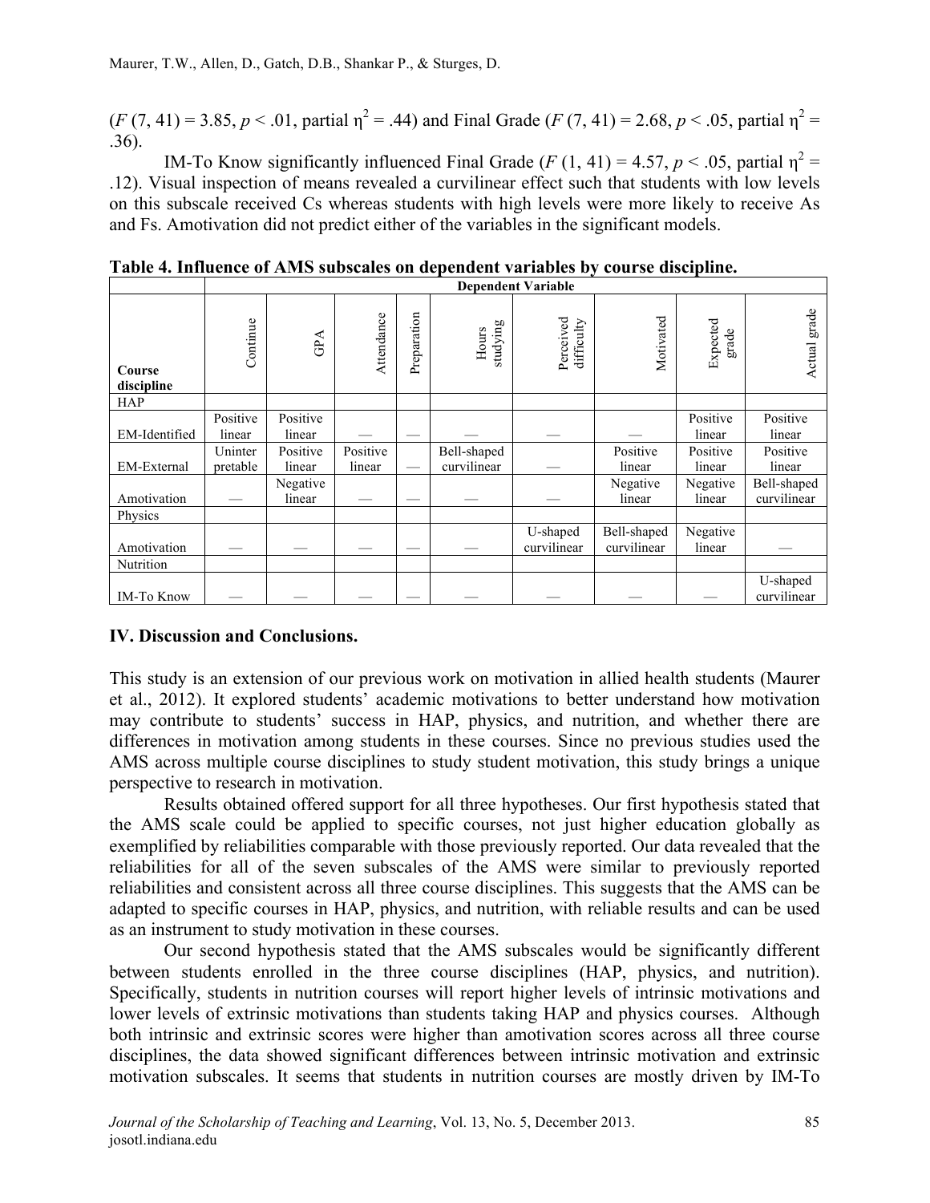($F$ (7, 41) = 3.85, $p < .01$, partial $\eta^2 = .44$) and Final Grade ($F$ (7, 41) = 2.68, $p < .05$, partial $\eta^2 = .36$).

IM-To Know significantly influenced Final Grade ($F$ (1, 41) = 4.57, $p < .05$, partial $\eta^2 = .12$). Visual inspection of means revealed a curvilinear effect such that students with low levels on this subscale received Cs whereas students with high levels were more likely to receive As and Fs. Amotivation did not predict either of the variables in the significant models.

**Table 4. Influence of AMS subscales on dependent variables by course discipline.**

| | Dependent Variable | | | | | | | | |
|---|---|---|---|---|---|---|---|---|---|
| Course discipline | Continue | GPA | Attendance | Preparation | Hours studying | Perceived difficulty | Motivated | Expected grade | Actual grade |
| HAP | | | | | | | | | |
| EM-Identified | Positive linear | Positive linear | — | — | — | — | — | Positive linear | Positive linear |
| EM-External | Uninterpretable | Positive linear | Positive linear | — | Bell-shaped curvilinear | — | Positive linear | Positive linear | Positive linear |
| Amotivation | — | Negative linear | — | — | — | — | Negative linear | Negative linear | Bell-shaped curvilinear |
| Physics | | | | | | | | | |
| Amotivation | — | — | — | — | — | U-shaped curvilinear | Bell-shaped curvilinear | Negative linear | — |
| Nutrition | | | | | | | | | |
| IM-To Know | — | — | — | — | — | — | — | — | U-shaped curvilinear |

## IV. Discussion and Conclusions.

This study is an extension of our previous work on motivation in allied health students (Maurer et al., 2012). It explored students' academic motivations to better understand how motivation may contribute to students' success in HAP, physics, and nutrition, and whether there are differences in motivation among students in these courses. Since no previous studies used the AMS across multiple course disciplines to study student motivation, this study brings a unique perspective to research in motivation.

Results obtained offered support for all three hypotheses. Our first hypothesis stated that the AMS scale could be applied to specific courses, not just higher education globally as exemplified by reliabilities comparable with those previously reported. Our data revealed that the reliabilities for all of the seven subscales of the AMS were similar to previously reported reliabilities and consistent across all three course disciplines. This suggests that the AMS can be adapted to specific courses in HAP, physics, and nutrition, with reliable results and can be used as an instrument to study motivation in these courses.

Our second hypothesis stated that the AMS subscales would be significantly different between students enrolled in the three course disciplines (HAP, physics, and nutrition). Specifically, students in nutrition courses will report higher levels of intrinsic motivations and lower levels of extrinsic motivations than students taking HAP and physics courses. Although both intrinsic and extrinsic scores were higher than amotivation scores across all three course disciplines, the data showed significant differences between intrinsic motivation and extrinsic motivation subscales. It seems that students in nutrition courses are mostly driven by IM-To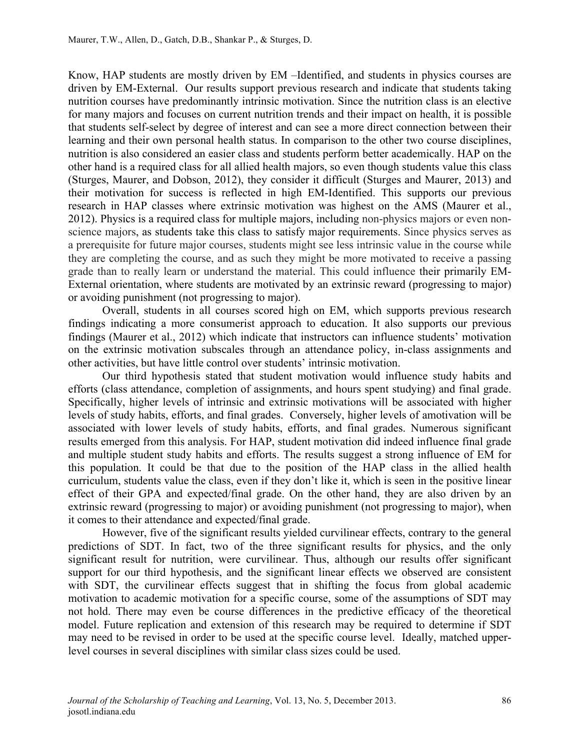Know, HAP students are mostly driven by EM –Identified, and students in physics courses are driven by EM-External. Our results support previous research and indicate that students taking nutrition courses have predominantly intrinsic motivation. Since the nutrition class is an elective for many majors and focuses on current nutrition trends and their impact on health, it is possible that students self-select by degree of interest and can see a more direct connection between their learning and their own personal health status. In comparison to the other two course disciplines, nutrition is also considered an easier class and students perform better academically. HAP on the other hand is a required class for all allied health majors, so even though students value this class (Sturges, Maurer, and Dobson, 2012), they consider it difficult (Sturges and Maurer, 2013) and their motivation for success is reflected in high EM-Identified. This supports our previous research in HAP classes where extrinsic motivation was highest on the AMS (Maurer et al., 2012). Physics is a required class for multiple majors, including non-physics majors or even non-science majors, as students take this class to satisfy major requirements. Since physics serves as a prerequisite for future major courses, students might see less intrinsic value in the course while they are completing the course, and as such they might be more motivated to receive a passing grade than to really learn or understand the material. This could influence their primarily EM-External orientation, where students are motivated by an extrinsic reward (progressing to major) or avoiding punishment (not progressing to major).

Overall, students in all courses scored high on EM, which supports previous research findings indicating a more consumerist approach to education. It also supports our previous findings (Maurer et al., 2012) which indicate that instructors can influence students' motivation on the extrinsic motivation subscales through an attendance policy, in-class assignments and other activities, but have little control over students' intrinsic motivation.

Our third hypothesis stated that student motivation would influence study habits and efforts (class attendance, completion of assignments, and hours spent studying) and final grade. Specifically, higher levels of intrinsic and extrinsic motivations will be associated with higher levels of study habits, efforts, and final grades. Conversely, higher levels of amotivation will be associated with lower levels of study habits, efforts, and final grades. Numerous significant results emerged from this analysis. For HAP, student motivation did indeed influence final grade and multiple student study habits and efforts. The results suggest a strong influence of EM for this population. It could be that due to the position of the HAP class in the allied health curriculum, students value the class, even if they don't like it, which is seen in the positive linear effect of their GPA and expected/final grade. On the other hand, they are also driven by an extrinsic reward (progressing to major) or avoiding punishment (not progressing to major), when it comes to their attendance and expected/final grade.

However, five of the significant results yielded curvilinear effects, contrary to the general predictions of SDT. In fact, two of the three significant results for physics, and the only significant result for nutrition, were curvilinear. Thus, although our results offer significant support for our third hypothesis, and the significant linear effects we observed are consistent with SDT, the curvilinear effects suggest that in shifting the focus from global academic motivation to academic motivation for a specific course, some of the assumptions of SDT may not hold. There may even be course differences in the predictive efficacy of the theoretical model. Future replication and extension of this research may be required to determine if SDT may need to be revised in order to be used at the specific course level. Ideally, matched upper-level courses in several disciplines with similar class sizes could be used.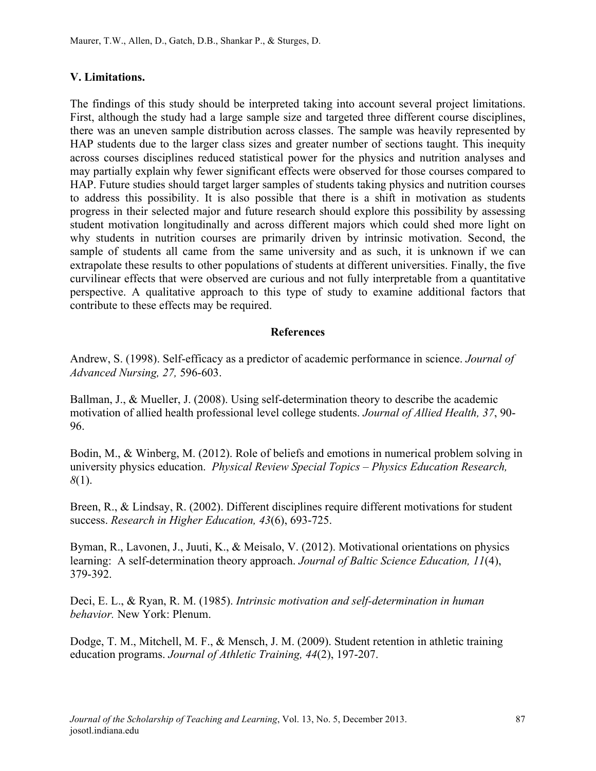## V. Limitations.

The findings of this study should be interpreted taking into account several project limitations. First, although the study had a large sample size and targeted three different course disciplines, there was an uneven sample distribution across classes. The sample was heavily represented by HAP students due to the larger class sizes and greater number of sections taught. This inequity across courses disciplines reduced statistical power for the physics and nutrition analyses and may partially explain why fewer significant effects were observed for those courses compared to HAP. Future studies should target larger samples of students taking physics and nutrition courses to address this possibility. It is also possible that there is a shift in motivation as students progress in their selected major and future research should explore this possibility by assessing student motivation longitudinally and across different majors which could shed more light on why students in nutrition courses are primarily driven by intrinsic motivation. Second, the sample of students all came from the same university and as such, it is unknown if we can extrapolate these results to other populations of students at different universities. Finally, the five curvilinear effects that were observed are curious and not fully interpretable from a quantitative perspective. A qualitative approach to this type of study to examine additional factors that contribute to these effects may be required.

## References

Andrew, S. (1998). Self-efficacy as a predictor of academic performance in science. *Journal of Advanced Nursing, 27,* 596-603.

Ballman, J., & Mueller, J. (2008). Using self-determination theory to describe the academic motivation of allied health professional level college students. *Journal of Allied Health, 37*, 90-96.

Bodin, M., & Winberg, M. (2012). Role of beliefs and emotions in numerical problem solving in university physics education. *Physical Review Special Topics – Physics Education Research, 8*(1).

Breen, R., & Lindsay, R. (2002). Different disciplines require different motivations for student success. *Research in Higher Education, 43*(6), 693-725.

Byman, R., Lavonen, J., Juuti, K., & Meisalo, V. (2012). Motivational orientations on physics learning: A self-determination theory approach. *Journal of Baltic Science Education, 11*(4), 379-392.

Deci, E. L., & Ryan, R. M. (1985). *Intrinsic motivation and self-determination in human behavior.* New York: Plenum.

Dodge, T. M., Mitchell, M. F., & Mensch, J. M. (2009). Student retention in athletic training education programs. *Journal of Athletic Training, 44*(2), 197-207.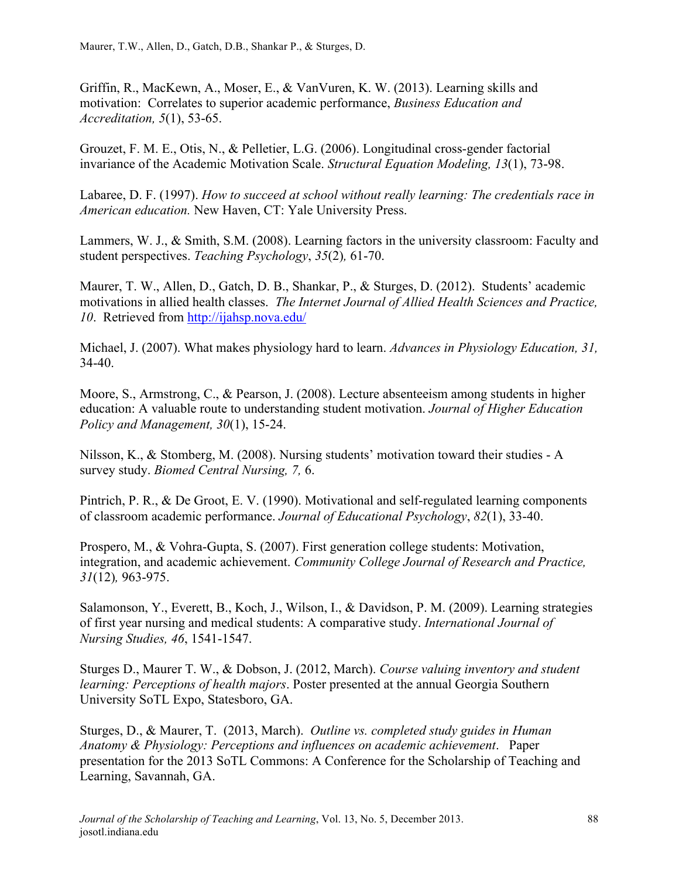Griffin, R., MacKewn, A., Moser, E., & VanVuren, K. W. (2013). Learning skills and motivation: Correlates to superior academic performance, *Business Education and Accreditation, 5*(1), 53-65.

Grouzet, F. M. E., Otis, N., & Pelletier, L.G. (2006). Longitudinal cross-gender factorial invariance of the Academic Motivation Scale. *Structural Equation Modeling, 13*(1), 73-98.

Labaree, D. F. (1997). *How to succeed at school without really learning: The credentials race in American education.* New Haven, CT: Yale University Press.

Lammers, W. J., & Smith, S.M. (2008). Learning factors in the university classroom: Faculty and student perspectives. *Teaching Psychology*, *35*(2)*,* 61-70.

Maurer, T. W., Allen, D., Gatch, D. B., Shankar, P., & Sturges, D. (2012). Students' academic motivations in allied health classes. *The Internet Journal of Allied Health Sciences and Practice, 10*. Retrieved from http://ijahsp.nova.edu/

Michael, J. (2007). What makes physiology hard to learn. *Advances in Physiology Education, 31,* 34-40.

Moore, S., Armstrong, C., & Pearson, J. (2008). Lecture absenteeism among students in higher education: A valuable route to understanding student motivation. *Journal of Higher Education Policy and Management, 30*(1), 15-24.

Nilsson, K., & Stomberg, M. (2008). Nursing students' motivation toward their studies - A survey study. *Biomed Central Nursing, 7,* 6.

Pintrich, P. R., & De Groot, E. V. (1990). Motivational and self-regulated learning components of classroom academic performance. *Journal of Educational Psychology*, *82*(1), 33-40.

Prospero, M., & Vohra-Gupta, S. (2007). First generation college students: Motivation, integration, and academic achievement. *Community College Journal of Research and Practice, 31*(12)*,* 963-975.

Salamonson, Y., Everett, B., Koch, J., Wilson, I., & Davidson, P. M. (2009). Learning strategies of first year nursing and medical students: A comparative study. *International Journal of Nursing Studies, 46*, 1541-1547.

Sturges D., Maurer T. W., & Dobson, J. (2012, March). *Course valuing inventory and student learning: Perceptions of health majors*. Poster presented at the annual Georgia Southern University SoTL Expo, Statesboro, GA.

Sturges, D., & Maurer, T. (2013, March). *Outline vs. completed study guides in Human Anatomy & Physiology: Perceptions and influences on academic achievement*. Paper presentation for the 2013 SoTL Commons: A Conference for the Scholarship of Teaching and Learning, Savannah, GA.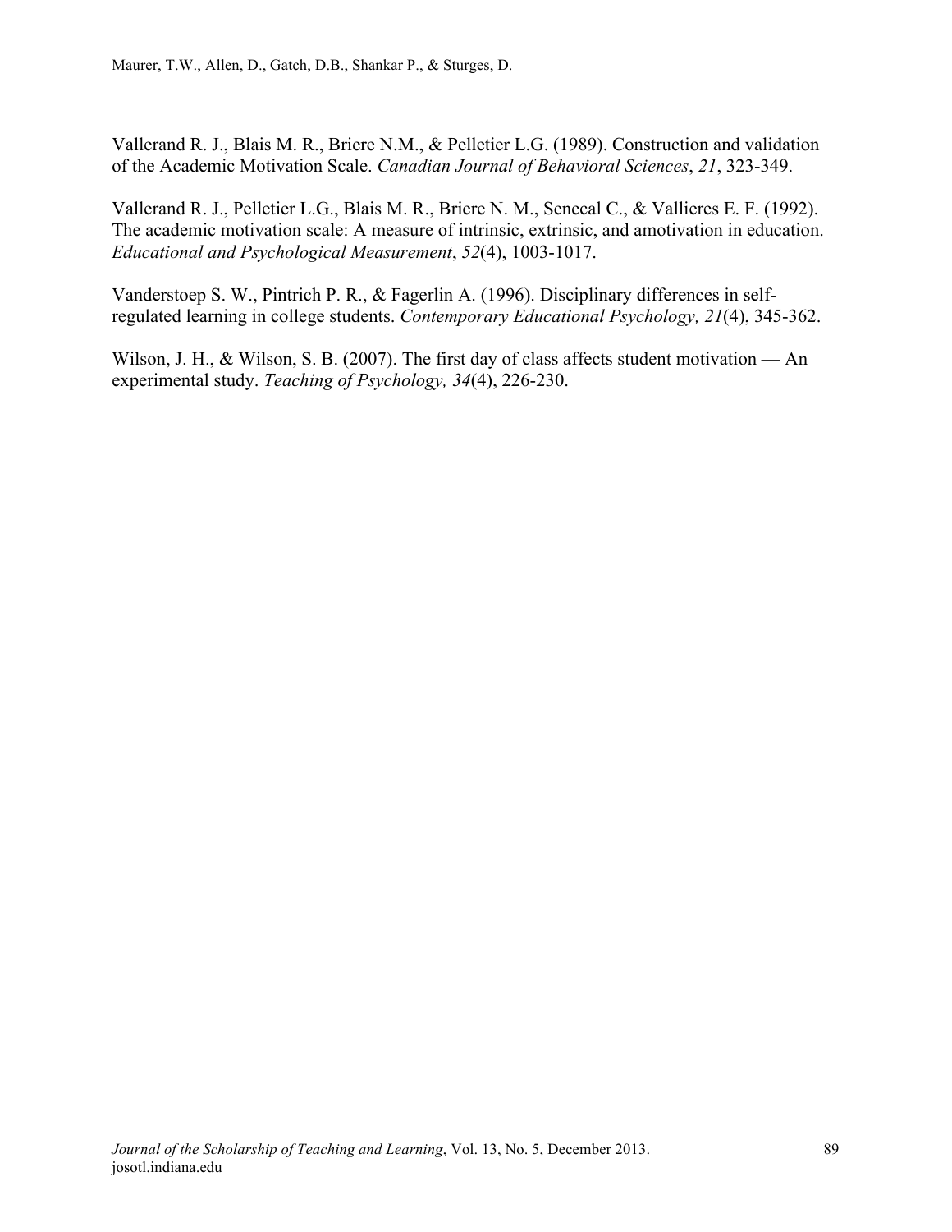Vallerand R. J., Blais M. R., Briere N.M., & Pelletier L.G. (1989). Construction and validation of the Academic Motivation Scale. *Canadian Journal of Behavioral Sciences*, *21*, 323-349.

Vallerand R. J., Pelletier L.G., Blais M. R., Briere N. M., Senecal C., & Vallieres E. F. (1992). The academic motivation scale: A measure of intrinsic, extrinsic, and amotivation in education. *Educational and Psychological Measurement*, *52*(4), 1003-1017.

Vanderstoep S. W., Pintrich P. R., & Fagerlin A. (1996). Disciplinary differences in self-regulated learning in college students. *Contemporary Educational Psychology, 21*(4), 345-362.

Wilson, J. H., & Wilson, S. B. (2007). The first day of class affects student motivation — An experimental study. *Teaching of Psychology, 34*(4), 226-230.